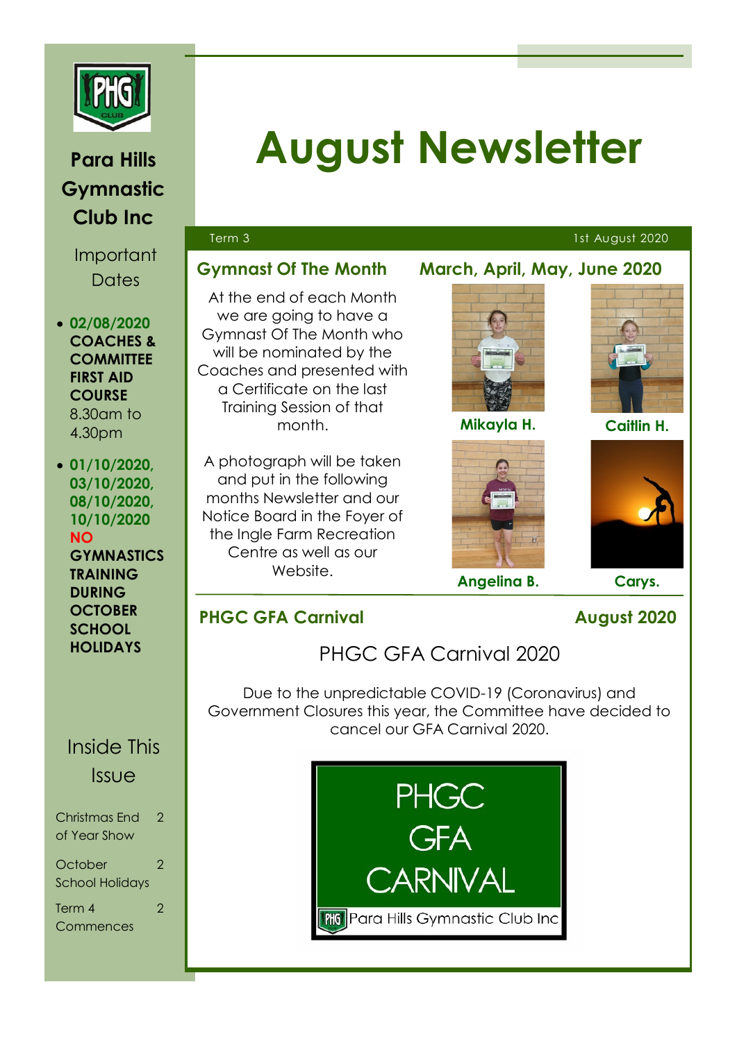# August Newsletter

**Para Hills Gymnastic Club Inc**

Term 3 — 1st August 2020

## Important Dates

- **02/08/2020 COACHES & COMMITTEE FIRST AID COURSE** 8.30am to 4.30pm
- **01/10/2020, 03/10/2020, 08/10/2020, 10/10/2020 NO GYMNASTICS TRAINING DURING OCTOBER SCHOOL HOLIDAYS**

## Inside This Issue

| | |
|---|---|
| Christmas End of Year Show | 2 |
| October School Holidays | 2 |
| Term 4 Commences | 2 |

## Gymnast Of The Month — March, April, May, June 2020

At the end of each Month we are going to have a Gymnast Of The Month who will be nominated by the Coaches and presented with a Certificate on the last Training Session of that month.

A photograph will be taken and put in the following months Newsletter and our Notice Board in the Foyer of the Ingle Farm Recreation Centre as well as our Website.

**Mikayla H.**

**Caitlin H.**

**Angelina B.**

**Carys.**

## PHGC GFA Carnival — August 2020

### PHGC GFA Carnival 2020

Due to the unpredictable COVID-19 (Coronavirus) and Government Closures this year, the Committee have decided to cancel our GFA Carnival 2020.

PHGC GFA CARNIVAL

Para Hills Gymnastic Club Inc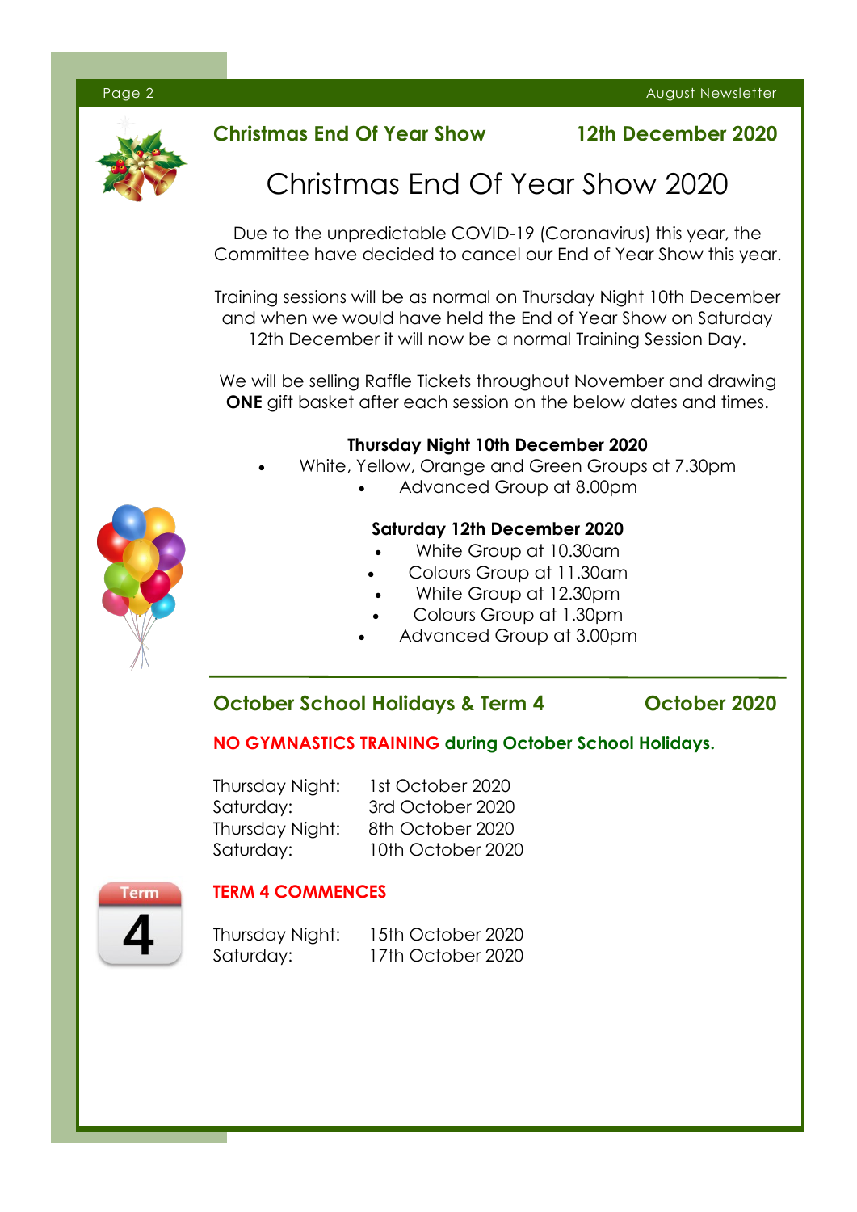## Christmas End Of Year Show — 12th December 2020

# Christmas End Of Year Show 2020

Due to the unpredictable COVID-19 (Coronavirus) this year, the Committee have decided to cancel our End of Year Show this year.

Training sessions will be as normal on Thursday Night 10th December and when we would have held the End of Year Show on Saturday 12th December it will now be a normal Training Session Day.

We will be selling Raffle Tickets throughout November and drawing **ONE** gift basket after each session on the below dates and times.

**Thursday Night 10th December 2020**

- White, Yellow, Orange and Green Groups at 7.30pm
- Advanced Group at 8.00pm

**Saturday 12th December 2020**

- White Group at 10.30am
- Colours Group at 11.30am
- White Group at 12.30pm
- Colours Group at 1.30pm
- Advanced Group at 3.00pm

## October School Holidays & Term 4 — October 2020

**NO GYMNASTICS TRAINING during October School Holidays.**

Thursday Night: 1st October 2020
Saturday: 3rd October 2020
Thursday Night: 8th October 2020
Saturday: 10th October 2020

**TERM 4 COMMENCES**

Thursday Night: 15th October 2020
Saturday: 17th October 2020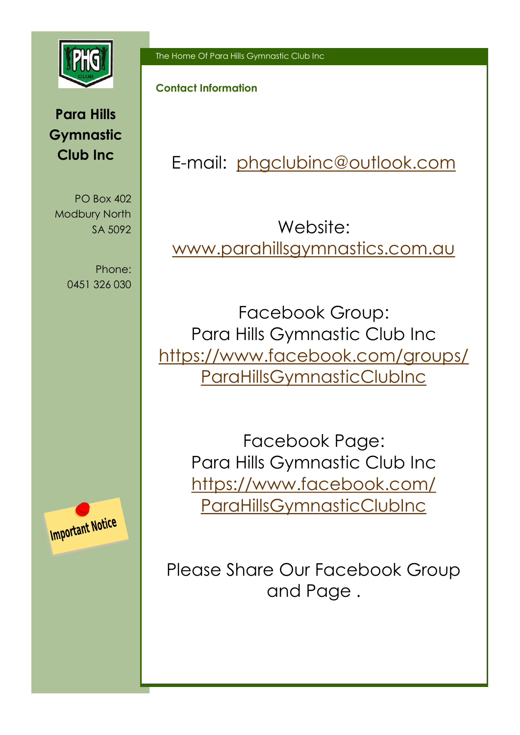**Para Hills Gymnastic Club Inc**

PO Box 402
Modbury North
SA 5092

Phone:
0451 326 030

Important Notice

The Home Of Para Hills Gymnastic Club Inc

## Contact Information

E-mail: phgclubinc@outlook.com

Website:
www.parahillsgymnastics.com.au

Facebook Group:
Para Hills Gymnastic Club Inc
https://www.facebook.com/groups/ParaHillsGymnasticClubInc

Facebook Page:
Para Hills Gymnastic Club Inc
https://www.facebook.com/ParaHillsGymnasticClubInc

Please Share Our Facebook Group and Page .